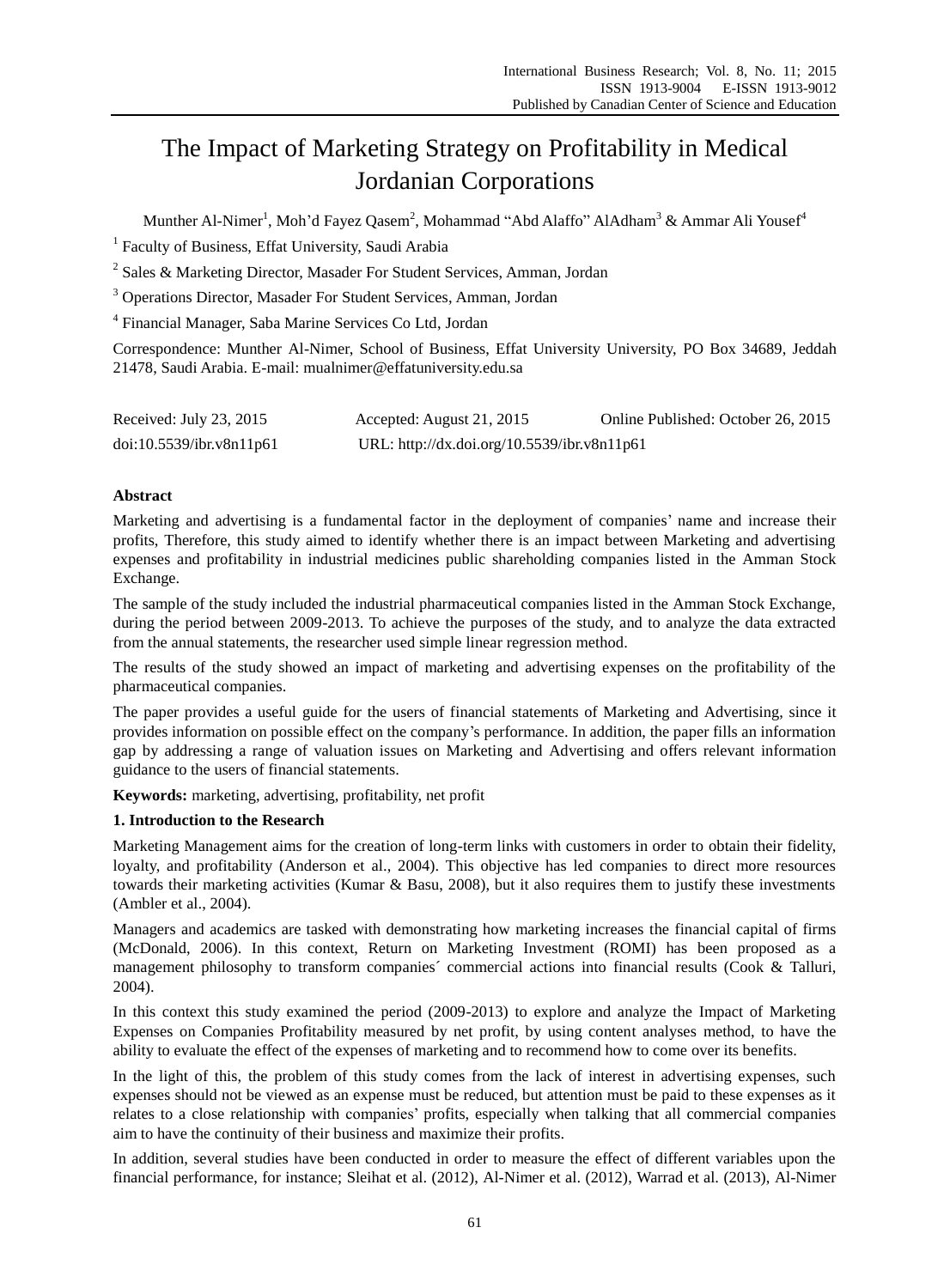# The Impact of Marketing Strategy on Profitability in Medical Jordanian Corporations

Munther Al-Nimer[1], Moh'd Fayez Qasem[2], Mohammad "Abd Alaffo" AlAdham[3] & Ammar Ali Yousef[4]

[1] Faculty of Business, Effat University, Saudi Arabia

[2] Sales & Marketing Director, Masader For Student Services, Amman, Jordan

[3] Operations Director, Masader For Student Services, Amman, Jordan

[4] Financial Manager, Saba Marine Services Co Ltd, Jordan

Correspondence: Munther Al-Nimer, School of Business, Effat University University, PO Box 34689, Jeddah 21478, Saudi Arabia. E-mail: mualnimer@effatuniversity.edu.sa

| Received: July 23, 2015 | Accepted: August 21, 2015 | Online Published: October 26, 2015 |
|---|---|---|
| doi:10.5539/ibr.v8n11p61 | URL: http://dx.doi.org/10.5539/ibr.v8n11p61 | |

**Abstract**

Marketing and advertising is a fundamental factor in the deployment of companies' name and increase their profits, Therefore, this study aimed to identify whether there is an impact between Marketing and advertising expenses and profitability in industrial medicines public shareholding companies listed in the Amman Stock Exchange.

The sample of the study included the industrial pharmaceutical companies listed in the Amman Stock Exchange, during the period between 2009-2013. To achieve the purposes of the study, and to analyze the data extracted from the annual statements, the researcher used simple linear regression method.

The results of the study showed an impact of marketing and advertising expenses on the profitability of the pharmaceutical companies.

The paper provides a useful guide for the users of financial statements of Marketing and Advertising, since it provides information on possible effect on the company's performance. In addition, the paper fills an information gap by addressing a range of valuation issues on Marketing and Advertising and offers relevant information guidance to the users of financial statements.

**Keywords:** marketing, advertising, profitability, net profit

## 1. Introduction to the Research

Marketing Management aims for the creation of long-term links with customers in order to obtain their fidelity, loyalty, and profitability (Anderson et al., 2004). This objective has led companies to direct more resources towards their marketing activities (Kumar & Basu, 2008), but it also requires them to justify these investments (Ambler et al., 2004).

Managers and academics are tasked with demonstrating how marketing increases the financial capital of firms (McDonald, 2006). In this context, Return on Marketing Investment (ROMI) has been proposed as a management philosophy to transform companies´ commercial actions into financial results (Cook & Talluri, 2004).

In this context this study examined the period (2009-2013) to explore and analyze the Impact of Marketing Expenses on Companies Profitability measured by net profit, by using content analyses method, to have the ability to evaluate the effect of the expenses of marketing and to recommend how to come over its benefits.

In the light of this, the problem of this study comes from the lack of interest in advertising expenses, such expenses should not be viewed as an expense must be reduced, but attention must be paid to these expenses as it relates to a close relationship with companies' profits, especially when talking that all commercial companies aim to have the continuity of their business and maximize their profits.

In addition, several studies have been conducted in order to measure the effect of different variables upon the financial performance, for instance; Sleihat et al. (2012), Al-Nimer et al. (2012), Warrad et al. (2013), Al-Nimer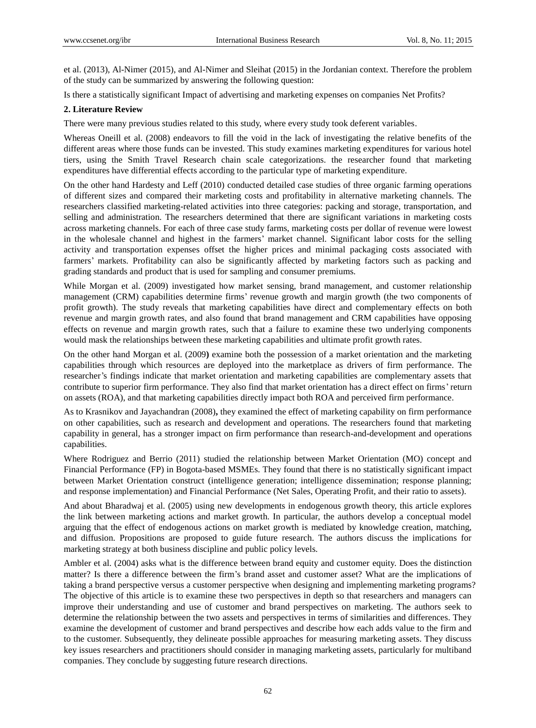et al. (2013), Al-Nimer (2015), and Al-Nimer and Sleihat (2015) in the Jordanian context. Therefore the problem of the study can be summarized by answering the following question:

Is there a statistically significant Impact of advertising and marketing expenses on companies Net Profits?

**2. Literature Review**

There were many previous studies related to this study, where every study took deferent variables.

Whereas Oneill et al. (2008) endeavors to fill the void in the lack of investigating the relative benefits of the different areas where those funds can be invested. This study examines marketing expenditures for various hotel tiers, using the Smith Travel Research chain scale categorizations. the researcher found that marketing expenditures have differential effects according to the particular type of marketing expenditure.

On the other hand Hardesty and Leff (2010) conducted detailed case studies of three organic farming operations of different sizes and compared their marketing costs and profitability in alternative marketing channels. The researchers classified marketing-related activities into three categories: packing and storage, transportation, and selling and administration. The researchers determined that there are significant variations in marketing costs across marketing channels. For each of three case study farms, marketing costs per dollar of revenue were lowest in the wholesale channel and highest in the farmers' market channel. Significant labor costs for the selling activity and transportation expenses offset the higher prices and minimal packaging costs associated with farmers' markets. Profitability can also be significantly affected by marketing factors such as packing and grading standards and product that is used for sampling and consumer premiums.

While Morgan et al. (2009) investigated how market sensing, brand management, and customer relationship management (CRM) capabilities determine firms' revenue growth and margin growth (the two components of profit growth). The study reveals that marketing capabilities have direct and complementary effects on both revenue and margin growth rates, and also found that brand management and CRM capabilities have opposing effects on revenue and margin growth rates, such that a failure to examine these two underlying components would mask the relationships between these marketing capabilities and ultimate profit growth rates.

On the other hand Morgan et al. (2009**)** examine both the possession of a market orientation and the marketing capabilities through which resources are deployed into the marketplace as drivers of firm performance. The researcher's findings indicate that market orientation and marketing capabilities are complementary assets that contribute to superior firm performance. They also find that market orientation has a direct effect on firms' return on assets (ROA), and that marketing capabilities directly impact both ROA and perceived firm performance.

As to Krasnikov and Jayachandran (2008)**,** they examined the effect of marketing capability on firm performance on other capabilities, such as research and development and operations. The researchers found that marketing capability in general, has a stronger impact on firm performance than research-and-development and operations capabilities.

Where Rodriguez and Berrio (2011) studied the relationship between Market Orientation (MO) concept and Financial Performance (FP) in Bogota-based MSMEs. They found that there is no statistically significant impact between Market Orientation construct (intelligence generation; intelligence dissemination; response planning; and response implementation) and Financial Performance (Net Sales, Operating Profit, and their ratio to assets).

And about Bharadwaj et al. (2005) using new developments in endogenous growth theory, this article explores the link between marketing actions and market growth. In particular, the authors develop a conceptual model arguing that the effect of endogenous actions on market growth is mediated by knowledge creation, matching, and diffusion. Propositions are proposed to guide future research. The authors discuss the implications for marketing strategy at both business discipline and public policy levels.

Ambler et al. (2004) asks what is the difference between brand equity and customer equity. Does the distinction matter? Is there a difference between the firm's brand asset and customer asset? What are the implications of taking a brand perspective versus a customer perspective when designing and implementing marketing programs? The objective of this article is to examine these two perspectives in depth so that researchers and managers can improve their understanding and use of customer and brand perspectives on marketing. The authors seek to determine the relationship between the two assets and perspectives in terms of similarities and differences. They examine the development of customer and brand perspectives and describe how each adds value to the firm and to the customer. Subsequently, they delineate possible approaches for measuring marketing assets. They discuss key issues researchers and practitioners should consider in managing marketing assets, particularly for multiband companies. They conclude by suggesting future research directions.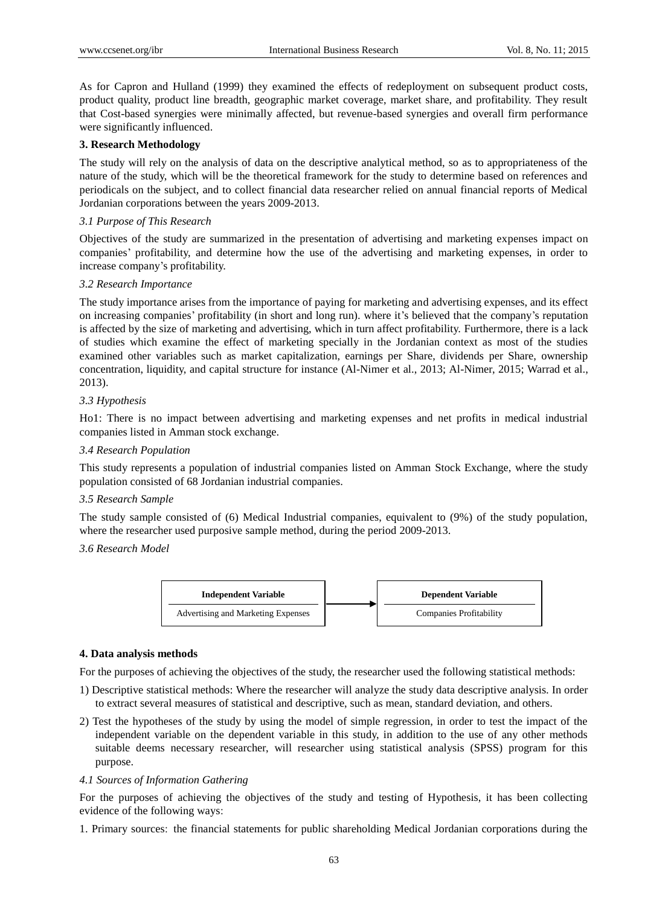As for Capron and Hulland (1999) they examined the effects of redeployment on subsequent product costs, product quality, product line breadth, geographic market coverage, market share, and profitability. They result that Cost-based synergies were minimally affected, but revenue-based synergies and overall firm performance were significantly influenced.

## 3. Research Methodology

The study will rely on the analysis of data on the descriptive analytical method, so as to appropriateness of the nature of the study, which will be the theoretical framework for the study to determine based on references and periodicals on the subject, and to collect financial data researcher relied on annual financial reports of Medical Jordanian corporations between the years 2009-2013.

### *3.1 Purpose of This Research*

Objectives of the study are summarized in the presentation of advertising and marketing expenses impact on companies' profitability, and determine how the use of the advertising and marketing expenses, in order to increase company's profitability.

### *3.2 Research Importance*

The study importance arises from the importance of paying for marketing and advertising expenses, and its effect on increasing companies' profitability (in short and long run). where it's believed that the company's reputation is affected by the size of marketing and advertising, which in turn affect profitability. Furthermore, there is a lack of studies which examine the effect of marketing specially in the Jordanian context as most of the studies examined other variables such as market capitalization, earnings per Share, dividends per Share, ownership concentration, liquidity, and capital structure for instance (Al-Nimer et al., 2013; Al-Nimer, 2015; Warrad et al., 2013).

### *3.3 Hypothesis*

Ho1: There is no impact between advertising and marketing expenses and net profits in medical industrial companies listed in Amman stock exchange.

### *3.4 Research Population*

This study represents a population of industrial companies listed on Amman Stock Exchange, where the study population consisted of 68 Jordanian industrial companies.

### *3.5 Research Sample*

The study sample consisted of (6) Medical Industrial companies, equivalent to (9%) of the study population, where the researcher used purposive sample method, during the period 2009-2013.

### *3.6 Research Model*

| **Independent Variable** | → | **Dependent Variable** |
|---|---|---|
| Advertising and Marketing Expenses | | Companies Profitability |

## 4. Data analysis methods

For the purposes of achieving the objectives of the study, the researcher used the following statistical methods:

1) Descriptive statistical methods: Where the researcher will analyze the study data descriptive analysis. In order to extract several measures of statistical and descriptive, such as mean, standard deviation, and others.

2) Test the hypotheses of the study by using the model of simple regression, in order to test the impact of the independent variable on the dependent variable in this study, in addition to the use of any other methods suitable deems necessary researcher, will researcher using statistical analysis (SPSS) program for this purpose.

### *4.1 Sources of Information Gathering*

For the purposes of achieving the objectives of the study and testing of Hypothesis, it has been collecting evidence of the following ways:

1. Primary sources: the financial statements for public shareholding Medical Jordanian corporations during the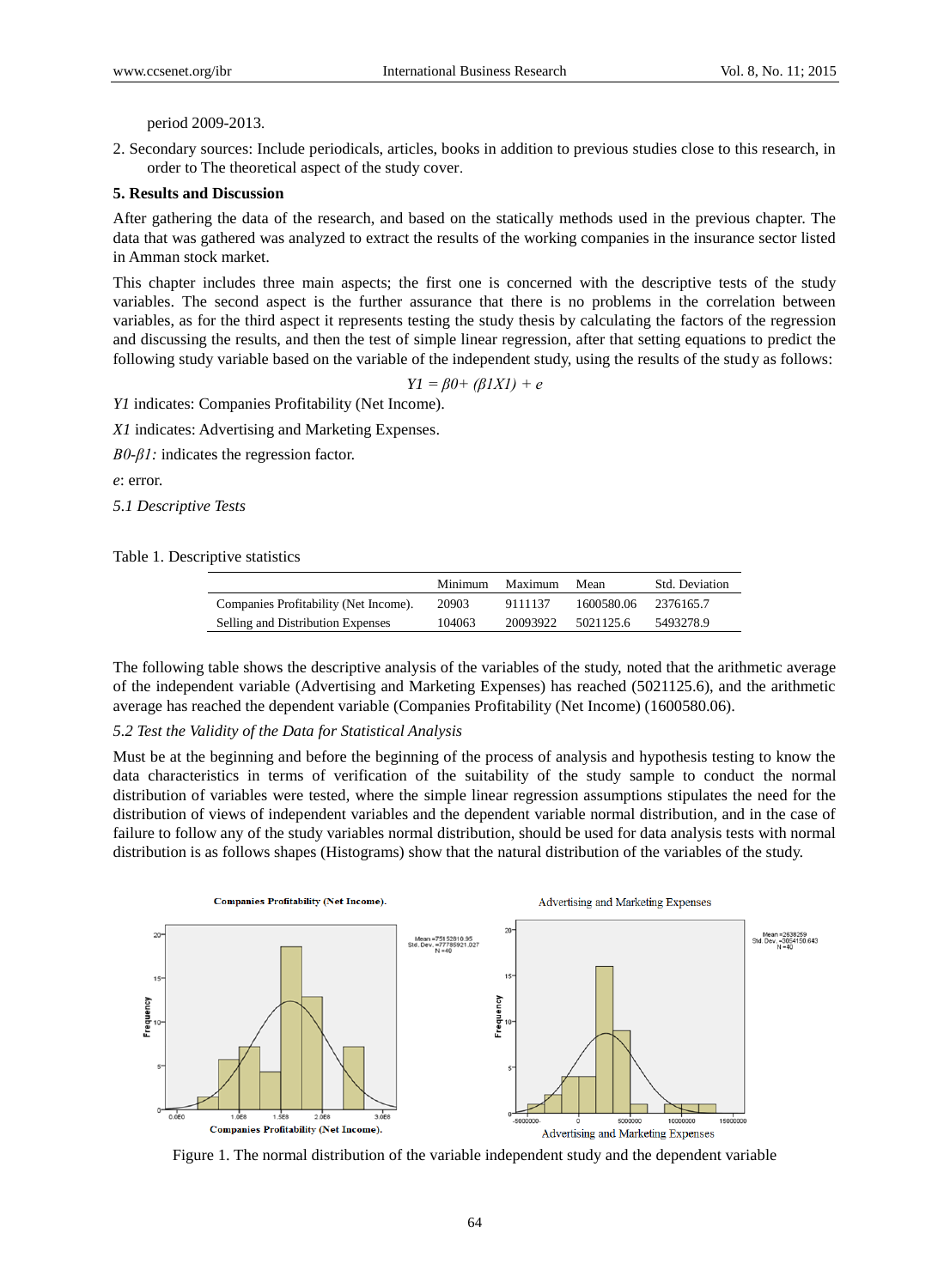period 2009-2013.

2. Secondary sources: Include periodicals, articles, books in addition to previous studies close to this research, in order to The theoretical aspect of the study cover.

## 5. Results and Discussion

After gathering the data of the research, and based on the statically methods used in the previous chapter. The data that was gathered was analyzed to extract the results of the working companies in the insurance sector listed in Amman stock market.

This chapter includes three main aspects; the first one is concerned with the descriptive tests of the study variables. The second aspect is the further assurance that there is no problems in the correlation between variables, as for the third aspect it represents testing the study thesis by calculating the factors of the regression and discussing the results, and then the test of simple linear regression, after that setting equations to predict the following study variable based on the variable of the independent study, using the results of the study as follows:

$$Y1 = \beta 0 + (\beta 1 X1) + e$$

*Y1* indicates: Companies Profitability (Net Income).

*X1* indicates: Advertising and Marketing Expenses.

*B0-β1:* indicates the regression factor.

*e*: error.

### *5.1 Descriptive Tests*

Table 1. Descriptive statistics

| | Minimum | Maximum | Mean | Std. Deviation |
|---|---|---|---|---|
| Companies Profitability (Net Income). | 20903 | 9111137 | 1600580.06 | 2376165.7 |
| Selling and Distribution Expenses | 104063 | 20093922 | 5021125.6 | 5493278.9 |

The following table shows the descriptive analysis of the variables of the study, noted that the arithmetic average of the independent variable (Advertising and Marketing Expenses) has reached (5021125.6), and the arithmetic average has reached the dependent variable (Companies Profitability (Net Income) (1600580.06).

### *5.2 Test the Validity of the Data for Statistical Analysis*

Must be at the beginning and before the beginning of the process of analysis and hypothesis testing to know the data characteristics in terms of verification of the suitability of the study sample to conduct the normal distribution of variables were tested, where the simple linear regression assumptions stipulates the need for the distribution of views of independent variables and the dependent variable normal distribution, and in the case of failure to follow any of the study variables normal distribution, should be used for data analysis tests with normal distribution is as follows shapes (Histograms) show that the natural distribution of the variables of the study.

Figure 1. The normal distribution of the variable independent study and the dependent variable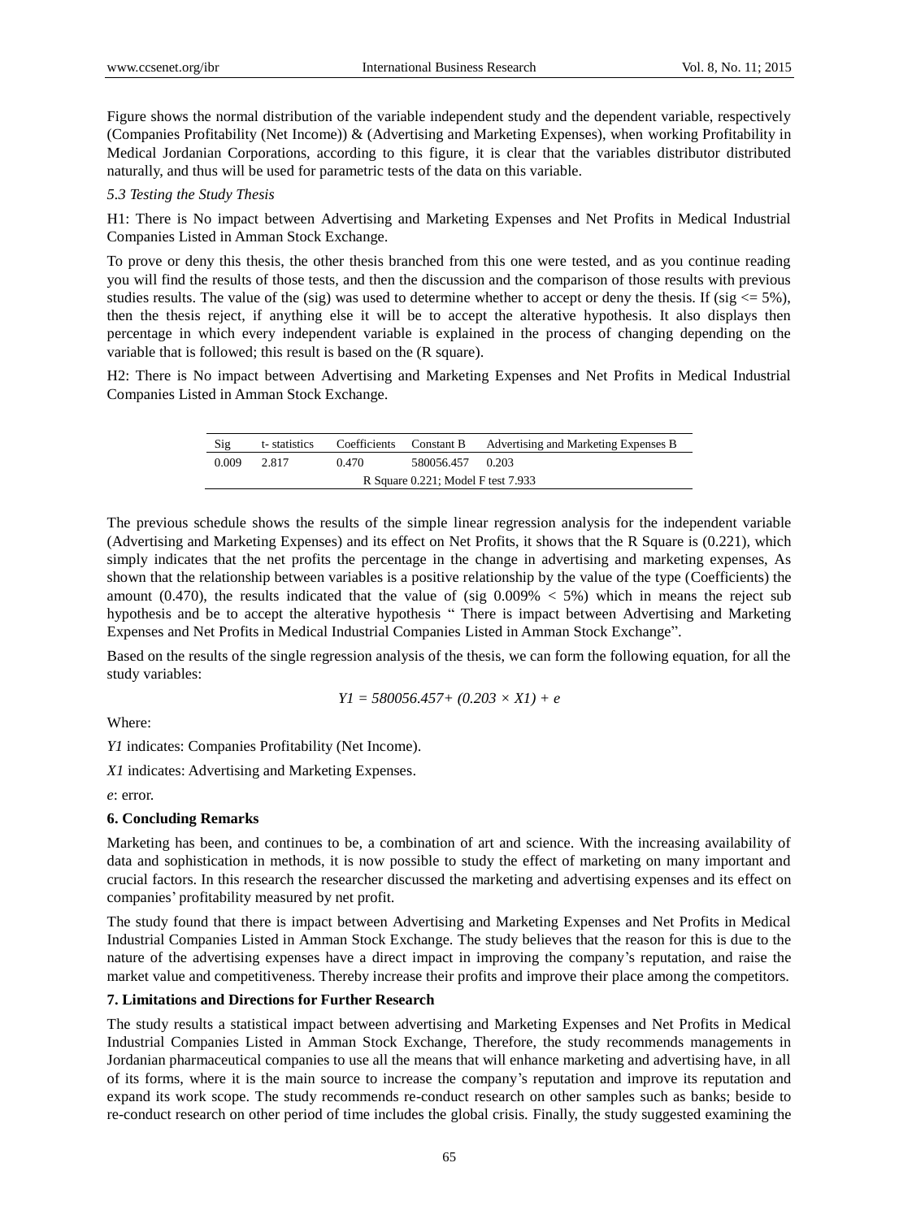Figure shows the normal distribution of the variable independent study and the dependent variable, respectively (Companies Profitability (Net Income)) & (Advertising and Marketing Expenses), when working Profitability in Medical Jordanian Corporations, according to this figure, it is clear that the variables distributor distributed naturally, and thus will be used for parametric tests of the data on this variable.

*5.3 Testing the Study Thesis*

H1: There is No impact between Advertising and Marketing Expenses and Net Profits in Medical Industrial Companies Listed in Amman Stock Exchange.

To prove or deny this thesis, the other thesis branched from this one were tested, and as you continue reading you will find the results of those tests, and then the discussion and the comparison of those results with previous studies results. The value of the (sig) was used to determine whether to accept or deny the thesis. If (sig <= 5%), then the thesis reject, if anything else it will be to accept the alterative hypothesis. It also displays then percentage in which every independent variable is explained in the process of changing depending on the variable that is followed; this result is based on the (R square).

H2: There is No impact between Advertising and Marketing Expenses and Net Profits in Medical Industrial Companies Listed in Amman Stock Exchange.

| Sig | t- statistics | Coefficients | Constant B | Advertising and Marketing Expenses B |
|---|---|---|---|---|
| 0.009 | 2.817 | 0.470 | 580056.457 | 0.203 |
| R Square 0.221; Model F test 7.933 | | | | |

The previous schedule shows the results of the simple linear regression analysis for the independent variable (Advertising and Marketing Expenses) and its effect on Net Profits, it shows that the R Square is (0.221), which simply indicates that the net profits the percentage in the change in advertising and marketing expenses, As shown that the relationship between variables is a positive relationship by the value of the type (Coefficients) the amount (0.470), the results indicated that the value of (sig 0.009% < 5%) which in means the reject sub hypothesis and be to accept the alterative hypothesis " There is impact between Advertising and Marketing Expenses and Net Profits in Medical Industrial Companies Listed in Amman Stock Exchange".

Based on the results of the single regression analysis of the thesis, we can form the following equation, for all the study variables:

$$Y1 = 580056.457 + (0.203 \times X1) + e$$

Where:

*Y1* indicates: Companies Profitability (Net Income).

*X1* indicates: Advertising and Marketing Expenses.

*e*: error.

## 6. Concluding Remarks

Marketing has been, and continues to be, a combination of art and science. With the increasing availability of data and sophistication in methods, it is now possible to study the effect of marketing on many important and crucial factors. In this research the researcher discussed the marketing and advertising expenses and its effect on companies' profitability measured by net profit.

The study found that there is impact between Advertising and Marketing Expenses and Net Profits in Medical Industrial Companies Listed in Amman Stock Exchange. The study believes that the reason for this is due to the nature of the advertising expenses have a direct impact in improving the company's reputation, and raise the market value and competitiveness. Thereby increase their profits and improve their place among the competitors.

## 7. Limitations and Directions for Further Research

The study results a statistical impact between advertising and Marketing Expenses and Net Profits in Medical Industrial Companies Listed in Amman Stock Exchange, Therefore, the study recommends managements in Jordanian pharmaceutical companies to use all the means that will enhance marketing and advertising have, in all of its forms, where it is the main source to increase the company's reputation and improve its reputation and expand its work scope. The study recommends re-conduct research on other samples such as banks; beside to re-conduct research on other period of time includes the global crisis. Finally, the study suggested examining the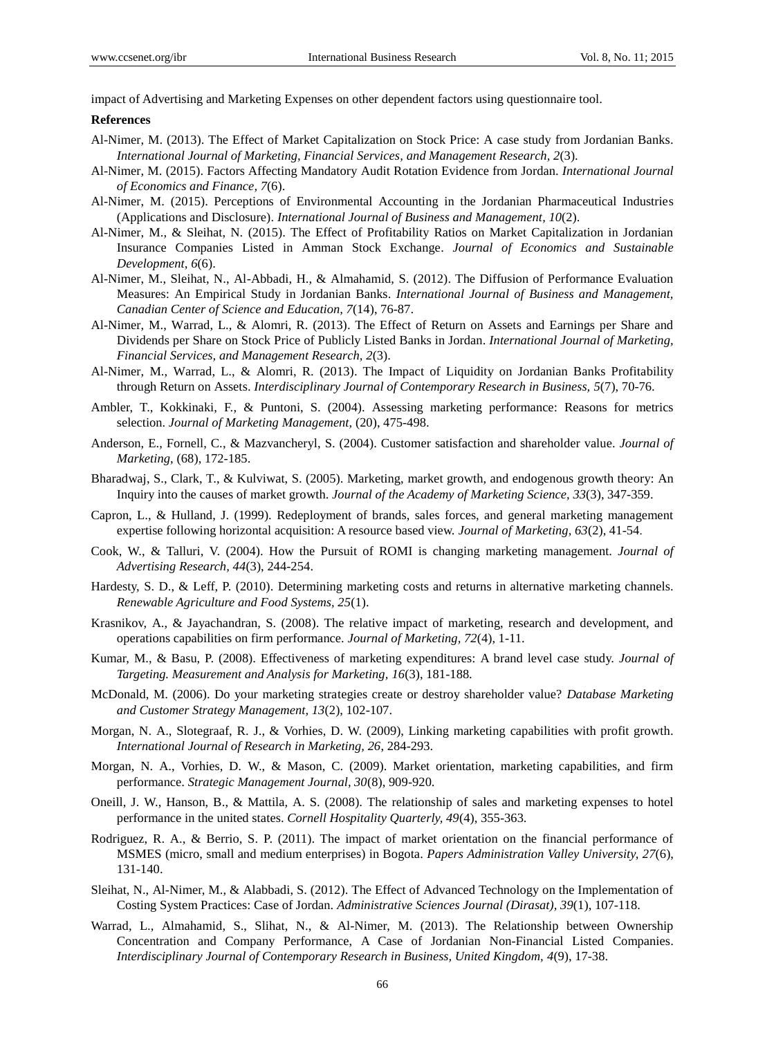impact of Advertising and Marketing Expenses on other dependent factors using questionnaire tool.

**References**

Al-Nimer, M. (2013). The Effect of Market Capitalization on Stock Price: A case study from Jordanian Banks. *International Journal of Marketing, Financial Services, and Management Research, 2*(3).

Al-Nimer, M. (2015). Factors Affecting Mandatory Audit Rotation Evidence from Jordan. *International Journal of Economics and Finance, 7*(6).

Al-Nimer, M. (2015). Perceptions of Environmental Accounting in the Jordanian Pharmaceutical Industries (Applications and Disclosure). *International Journal of Business and Management, 10*(2).

Al-Nimer, M., & Sleihat, N. (2015). The Effect of Profitability Ratios on Market Capitalization in Jordanian Insurance Companies Listed in Amman Stock Exchange. *Journal of Economics and Sustainable Development, 6*(6).

Al-Nimer, M., Sleihat, N., Al-Abbadi, H., & Almahamid, S. (2012). The Diffusion of Performance Evaluation Measures: An Empirical Study in Jordanian Banks. *International Journal of Business and Management, Canadian Center of Science and Education, 7*(14), 76-87.

Al-Nimer, M., Warrad, L., & Alomri, R. (2013). The Effect of Return on Assets and Earnings per Share and Dividends per Share on Stock Price of Publicly Listed Banks in Jordan. *International Journal of Marketing, Financial Services, and Management Research, 2*(3).

Al-Nimer, M., Warrad, L., & Alomri, R. (2013). The Impact of Liquidity on Jordanian Banks Profitability through Return on Assets. *Interdisciplinary Journal of Contemporary Research in Business, 5*(7), 70-76.

Ambler, T., Kokkinaki, F., & Puntoni, S. (2004). Assessing marketing performance: Reasons for metrics selection. *Journal of Marketing Management,* (20), 475-498.

Anderson, E., Fornell, C., & Mazvancheryl, S. (2004). Customer satisfaction and shareholder value. *Journal of Marketing,* (68), 172-185.

Bharadwaj, S., Clark, T., & Kulviwat, S. (2005). Marketing, market growth, and endogenous growth theory: An Inquiry into the causes of market growth. *Journal of the Academy of Marketing Science, 33*(3), 347-359.

Capron, L., & Hulland, J. (1999). Redeployment of brands, sales forces, and general marketing management expertise following horizontal acquisition: A resource based view. *Journal of Marketing, 63*(2), 41-54.

Cook, W., & Talluri, V. (2004). How the Pursuit of ROMI is changing marketing management. *Journal of Advertising Research, 44*(3), 244-254.

Hardesty, S. D., & Leff, P. (2010). Determining marketing costs and returns in alternative marketing channels. *Renewable Agriculture and Food Systems, 25*(1).

Krasnikov, A., & Jayachandran, S. (2008). The relative impact of marketing, research and development, and operations capabilities on firm performance. *Journal of Marketing, 72*(4), 1-11.

Kumar, M., & Basu, P. (2008). Effectiveness of marketing expenditures: A brand level case study. *Journal of Targeting. Measurement and Analysis for Marketing, 16*(3), 181-188.

McDonald, M. (2006). Do your marketing strategies create or destroy shareholder value? *Database Marketing and Customer Strategy Management, 13*(2), 102-107.

Morgan, N. A., Slotegraaf, R. J., & Vorhies, D. W. (2009), Linking marketing capabilities with profit growth. *International Journal of Research in Marketing, 26*, 284-293.

Morgan, N. A., Vorhies, D. W., & Mason, C. (2009). Market orientation, marketing capabilities, and firm performance. *Strategic Management Journal, 30*(8), 909-920.

Oneill, J. W., Hanson, B., & Mattila, A. S. (2008). The relationship of sales and marketing expenses to hotel performance in the united states. *Cornell Hospitality Quarterly, 49*(4), 355-363.

Rodriguez, R. A., & Berrio, S. P. (2011). The impact of market orientation on the financial performance of MSMES (micro, small and medium enterprises) in Bogota. *Papers Administration Valley University, 27*(6), 131-140.

Sleihat, N., Al-Nimer, M., & Alabbadi, S. (2012). The Effect of Advanced Technology on the Implementation of Costing System Practices: Case of Jordan. *Administrative Sciences Journal (Dirasat), 39*(1), 107-118.

Warrad, L., Almahamid, S., Slihat, N., & Al-Nimer, M. (2013). The Relationship between Ownership Concentration and Company Performance, A Case of Jordanian Non-Financial Listed Companies. *Interdisciplinary Journal of Contemporary Research in Business, United Kingdom, 4*(9), 17-38.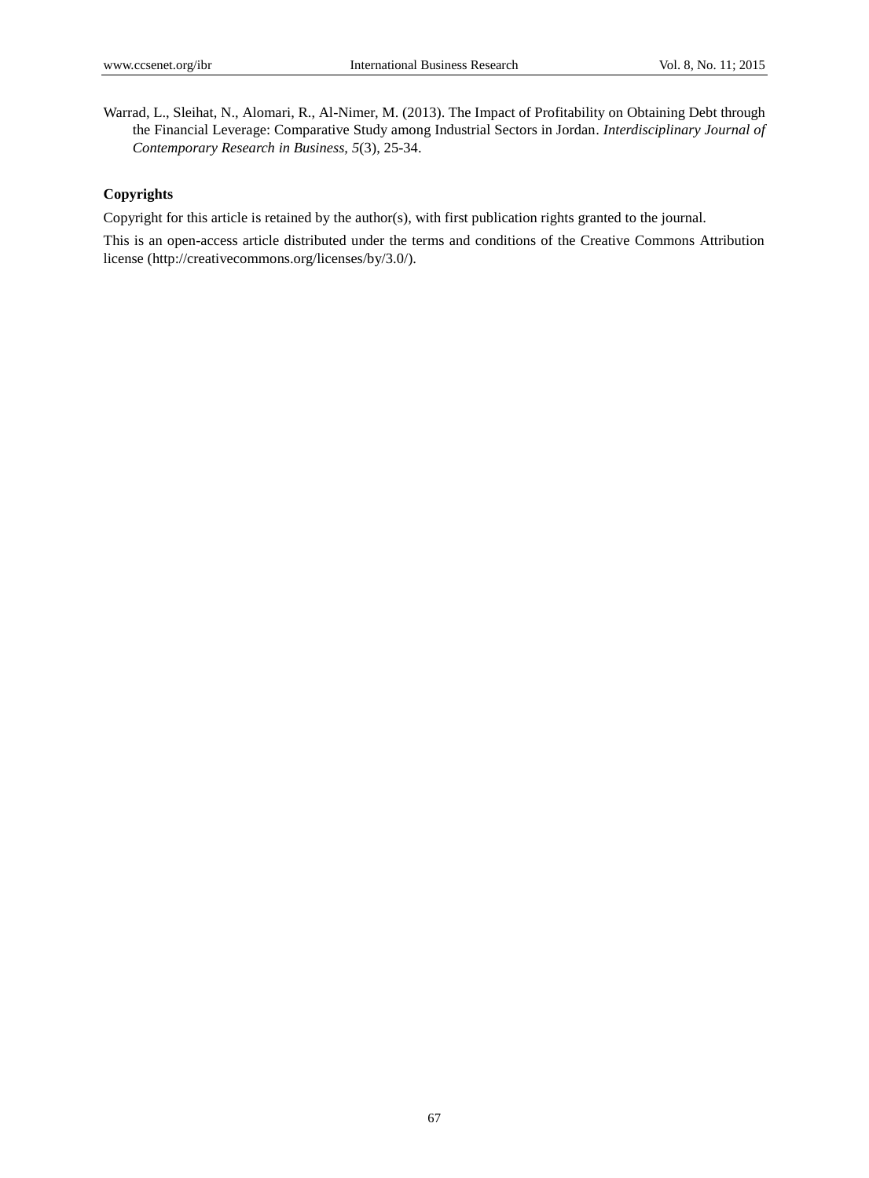Warrad, L., Sleihat, N., Alomari, R., Al-Nimer, M. (2013). The Impact of Profitability on Obtaining Debt through the Financial Leverage: Comparative Study among Industrial Sectors in Jordan. *Interdisciplinary Journal of Contemporary Research in Business, 5*(3), 25-34.

## Copyrights

Copyright for this article is retained by the author(s), with first publication rights granted to the journal.

This is an open-access article distributed under the terms and conditions of the Creative Commons Attribution license (http://creativecommons.org/licenses/by/3.0/).